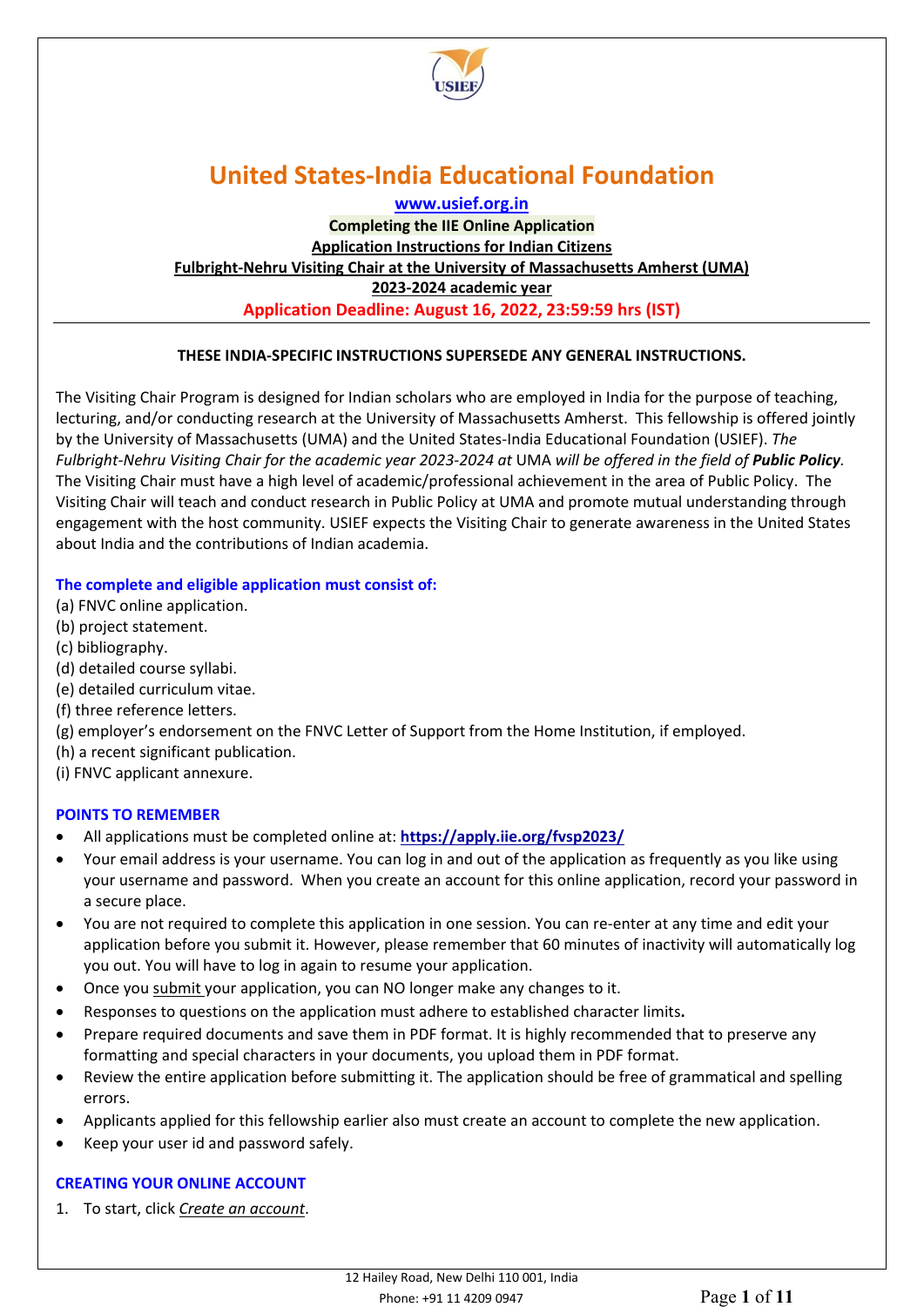# United States-India Educational Foundation

**www.usief.org.in**

**Completing the IIE Online Application**

**Application Instructions for Indian Citizens**

**Fulbright-Nehru Visiting Chair at the University of Massachusetts Amherst (UMA)**

**2023-2024 academic year**

**Application Deadline: August 16, 2022, 23:59:59 hrs (IST)**

---

**THESE INDIA-SPECIFIC INSTRUCTIONS SUPERSEDE ANY GENERAL INSTRUCTIONS.**

The Visiting Chair Program is designed for Indian scholars who are employed in India for the purpose of teaching, lecturing, and/or conducting research at the University of Massachusetts Amherst. This fellowship is offered jointly by the University of Massachusetts (UMA) and the United States-India Educational Foundation (USIEF). *The Fulbright-Nehru Visiting Chair for the academic year 2023-2024 at* UMA *will be offered in the field of* ***Public Policy****.* The Visiting Chair must have a high level of academic/professional achievement in the area of Public Policy. The Visiting Chair will teach and conduct research in Public Policy at UMA and promote mutual understanding through engagement with the host community. USIEF expects the Visiting Chair to generate awareness in the United States about India and the contributions of Indian academia.

### The complete and eligible application must consist of:

(a) FNVC online application.
(b) project statement.
(c) bibliography.
(d) detailed course syllabi.
(e) detailed curriculum vitae.
(f) three reference letters.
(g) employer's endorsement on the FNVC Letter of Support from the Home Institution, if employed.
(h) a recent significant publication.
(i) FNVC applicant annexure.

### POINTS TO REMEMBER

- All applications must be completed online at: **https://apply.iie.org/fvsp2023/**
- Your email address is your username. You can log in and out of the application as frequently as you like using your username and password. When you create an account for this online application, record your password in a secure place.
- You are not required to complete this application in one session. You can re-enter at any time and edit your application before you submit it. However, please remember that 60 minutes of inactivity will automatically log you out. You will have to log in again to resume your application.
- Once you submit your application, you can NO longer make any changes to it.
- Responses to questions on the application must adhere to established character limits**.**
- Prepare required documents and save them in PDF format. It is highly recommended that to preserve any formatting and special characters in your documents, you upload them in PDF format.
- Review the entire application before submitting it. The application should be free of grammatical and spelling errors.
- Applicants applied for this fellowship earlier also must create an account to complete the new application.
- Keep your user id and password safely.

### CREATING YOUR ONLINE ACCOUNT

1. To start, click *Create an account*.

12 Hailey Road, New Delhi 110 001, India
Phone: +91 11 4209 0947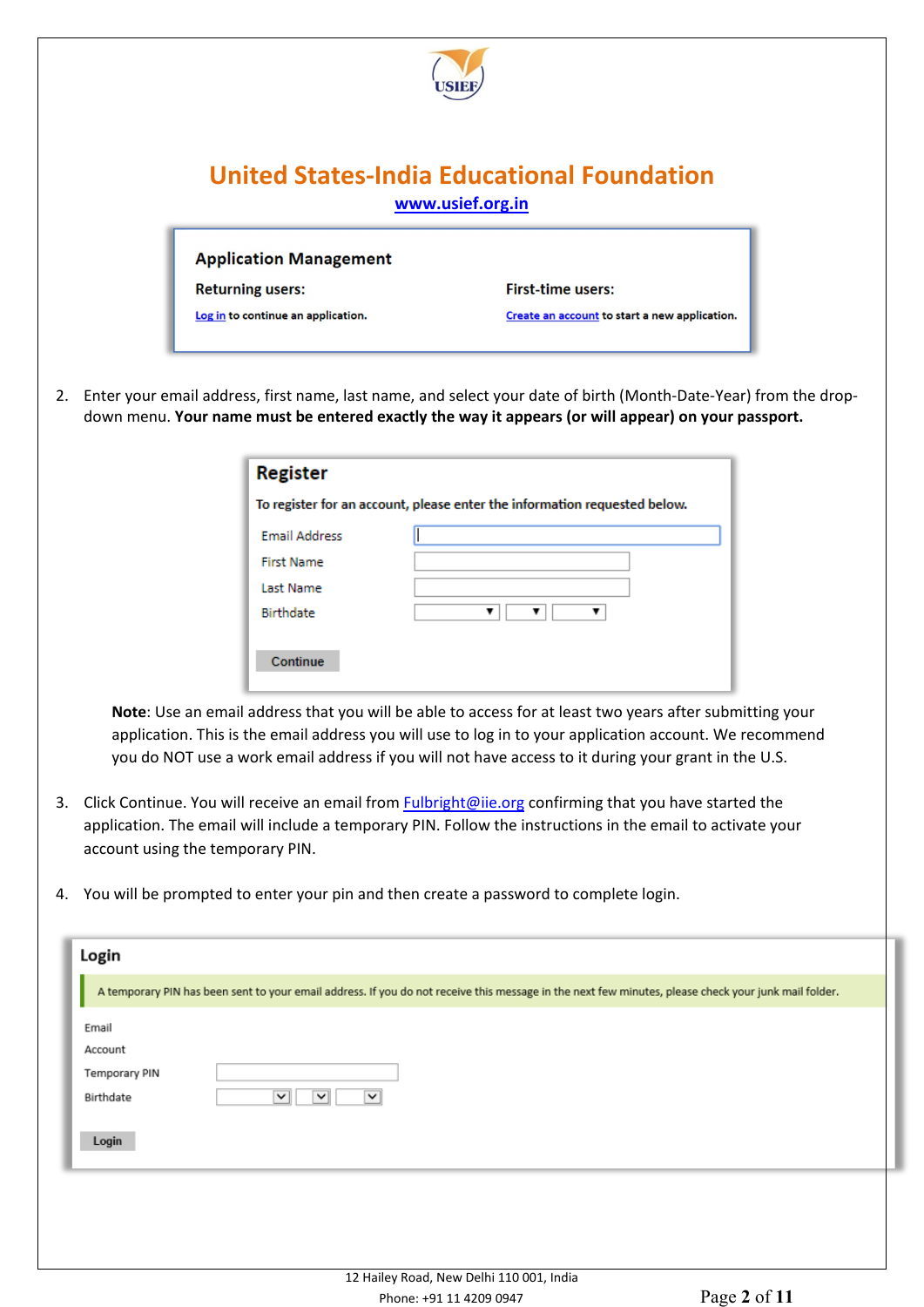# United States-India Educational Foundation

**www.usief.org.in**

**Application Management**

**Returning users:** Log in to continue an application.

**First-time users:** Create an account to start a new application.

2. Enter your email address, first name, last name, and select your date of birth (Month-Date-Year) from the drop-down menu. **Your name must be entered exactly the way it appears (or will appear) on your passport.**

**Register**

To register for an account, please enter the information requested below.

Email Address
First Name
Last Name
Birthdate

Continue

**Note**: Use an email address that you will be able to access for at least two years after submitting your application. This is the email address you will use to log in to your application account. We recommend you do NOT use a work email address if you will not have access to it during your grant in the U.S.

3. Click Continue. You will receive an email from Fulbright@iie.org confirming that you have started the application. The email will include a temporary PIN. Follow the instructions in the email to activate your account using the temporary PIN.

4. You will be prompted to enter your pin and then create a password to complete login.

**Login**

A temporary PIN has been sent to your email address. If you do not receive this message in the next few minutes, please check your junk mail folder.

Email
Account
Temporary PIN
Birthdate

Login

12 Hailey Road, New Delhi 110 001, India
Phone: +91 11 4209 0947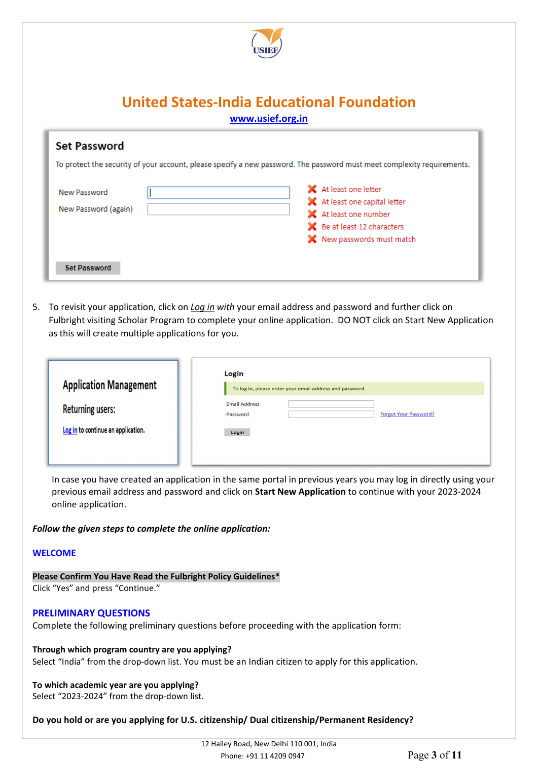# United States-India Educational Foundation

www.usief.org.in

**Set Password**

To protect the security of your account, please specify a new password. The password must meet complexity requirements.

New Password

New Password (again)

- At least one letter
- At least one capital letter
- At least one number
- Be at least 12 characters
- New passwords must match

Set Password

5. To revisit your application, click on *Log in with* your email address and password and further click on Fulbright visiting Scholar Program to complete your online application. DO NOT click on Start New Application as this will create multiple applications for you.

**Application Management**

**Returning users:**

Log in to continue an application.

**Login**

To log in, please enter your email address and password.

Email Address

Password

Forgot Your Password?

Login

In case you have created an application in the same portal in previous years you may log in directly using your previous email address and password and click on **Start New Application** to continue with your 2023-2024 online application.

***Follow the given steps to complete the online application:***

## WELCOME

**Please Confirm You Have Read the Fulbright Policy Guidelines***

Click "Yes" and press "Continue."

## PRELIMINARY QUESTIONS

Complete the following preliminary questions before proceeding with the application form:

**Through which program country are you applying?**

Select "India" from the drop-down list. You must be an Indian citizen to apply for this application.

**To which academic year are you applying?**

Select "2023-2024" from the drop-down list.

**Do you hold or are you applying for U.S. citizenship/ Dual citizenship/Permanent Residency?**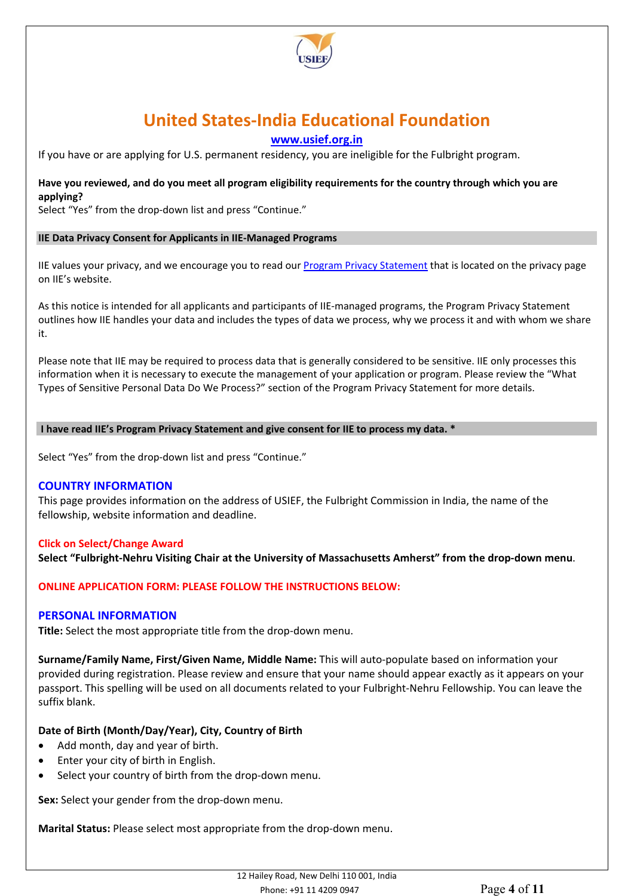# United States-India Educational Foundation

**www.usief.org.in**

If you have or are applying for U.S. permanent residency, you are ineligible for the Fulbright program.

**Have you reviewed, and do you meet all program eligibility requirements for the country through which you are applying?**

Select "Yes" from the drop-down list and press "Continue."

**IIE Data Privacy Consent for Applicants in IIE-Managed Programs**

IIE values your privacy, and we encourage you to read our Program Privacy Statement that is located on the privacy page on IIE's website.

As this notice is intended for all applicants and participants of IIE-managed programs, the Program Privacy Statement outlines how IIE handles your data and includes the types of data we process, why we process it and with whom we share it.

Please note that IIE may be required to process data that is generally considered to be sensitive. IIE only processes this information when it is necessary to execute the management of your application or program. Please review the "What Types of Sensitive Personal Data Do We Process?" section of the Program Privacy Statement for more details.

**I have read IIE's Program Privacy Statement and give consent for IIE to process my data. ***

Select "Yes" from the drop-down list and press "Continue."

## COUNTRY INFORMATION

This page provides information on the address of USIEF, the Fulbright Commission in India, the name of the fellowship, website information and deadline.

**Click on Select/Change Award**

**Select "Fulbright-Nehru Visiting Chair at the University of Massachusetts Amherst" from the drop-down menu**.

**ONLINE APPLICATION FORM: PLEASE FOLLOW THE INSTRUCTIONS BELOW:**

## PERSONAL INFORMATION

**Title:** Select the most appropriate title from the drop-down menu.

**Surname/Family Name, First/Given Name, Middle Name:** This will auto-populate based on information your provided during registration. Please review and ensure that your name should appear exactly as it appears on your passport. This spelling will be used on all documents related to your Fulbright-Nehru Fellowship. You can leave the suffix blank.

**Date of Birth (Month/Day/Year), City, Country of Birth**

- Add month, day and year of birth.
- Enter your city of birth in English.
- Select your country of birth from the drop-down menu.

**Sex:** Select your gender from the drop-down menu.

**Marital Status:** Please select most appropriate from the drop-down menu.

12 Hailey Road, New Delhi 110 001, India
Phone: +91 11 4209 0947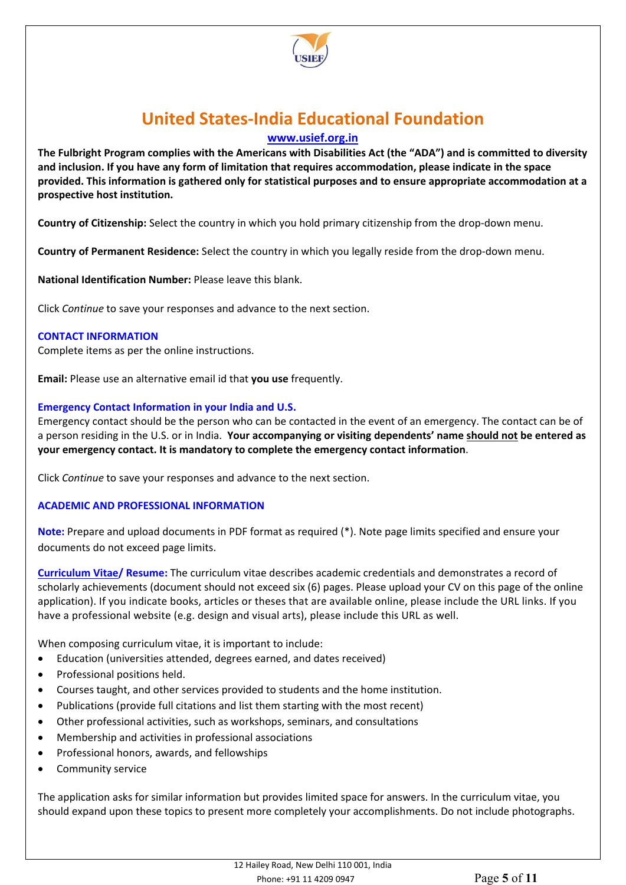# United States-India Educational Foundation

www.usief.org.in

**The Fulbright Program complies with the Americans with Disabilities Act (the "ADA") and is committed to diversity and inclusion. If you have any form of limitation that requires accommodation, please indicate in the space provided. This information is gathered only for statistical purposes and to ensure appropriate accommodation at a prospective host institution.**

**Country of Citizenship:** Select the country in which you hold primary citizenship from the drop-down menu.

**Country of Permanent Residence:** Select the country in which you legally reside from the drop-down menu.

**National Identification Number:** Please leave this blank.

Click *Continue* to save your responses and advance to the next section.

## CONTACT INFORMATION

Complete items as per the online instructions.

**Email:** Please use an alternative email id that **you use** frequently.

### Emergency Contact Information in your India and U.S.

Emergency contact should be the person who can be contacted in the event of an emergency. The contact can be of a person residing in the U.S. or in India. **Your accompanying or visiting dependents' name should not be entered as your emergency contact. It is mandatory to complete the emergency contact information**.

Click *Continue* to save your responses and advance to the next section.

## ACADEMIC AND PROFESSIONAL INFORMATION

**Note:** Prepare and upload documents in PDF format as required (*). Note page limits specified and ensure your documents do not exceed page limits.

**Curriculum Vitae/ Resume:** The curriculum vitae describes academic credentials and demonstrates a record of scholarly achievements (document should not exceed six (6) pages. Please upload your CV on this page of the online application). If you indicate books, articles or theses that are available online, please include the URL links. If you have a professional website (e.g. design and visual arts), please include this URL as well.

When composing curriculum vitae, it is important to include:

- Education (universities attended, degrees earned, and dates received)
- Professional positions held.
- Courses taught, and other services provided to students and the home institution.
- Publications (provide full citations and list them starting with the most recent)
- Other professional activities, such as workshops, seminars, and consultations
- Membership and activities in professional associations
- Professional honors, awards, and fellowships
- Community service

The application asks for similar information but provides limited space for answers. In the curriculum vitae, you should expand upon these topics to present more completely your accomplishments. Do not include photographs.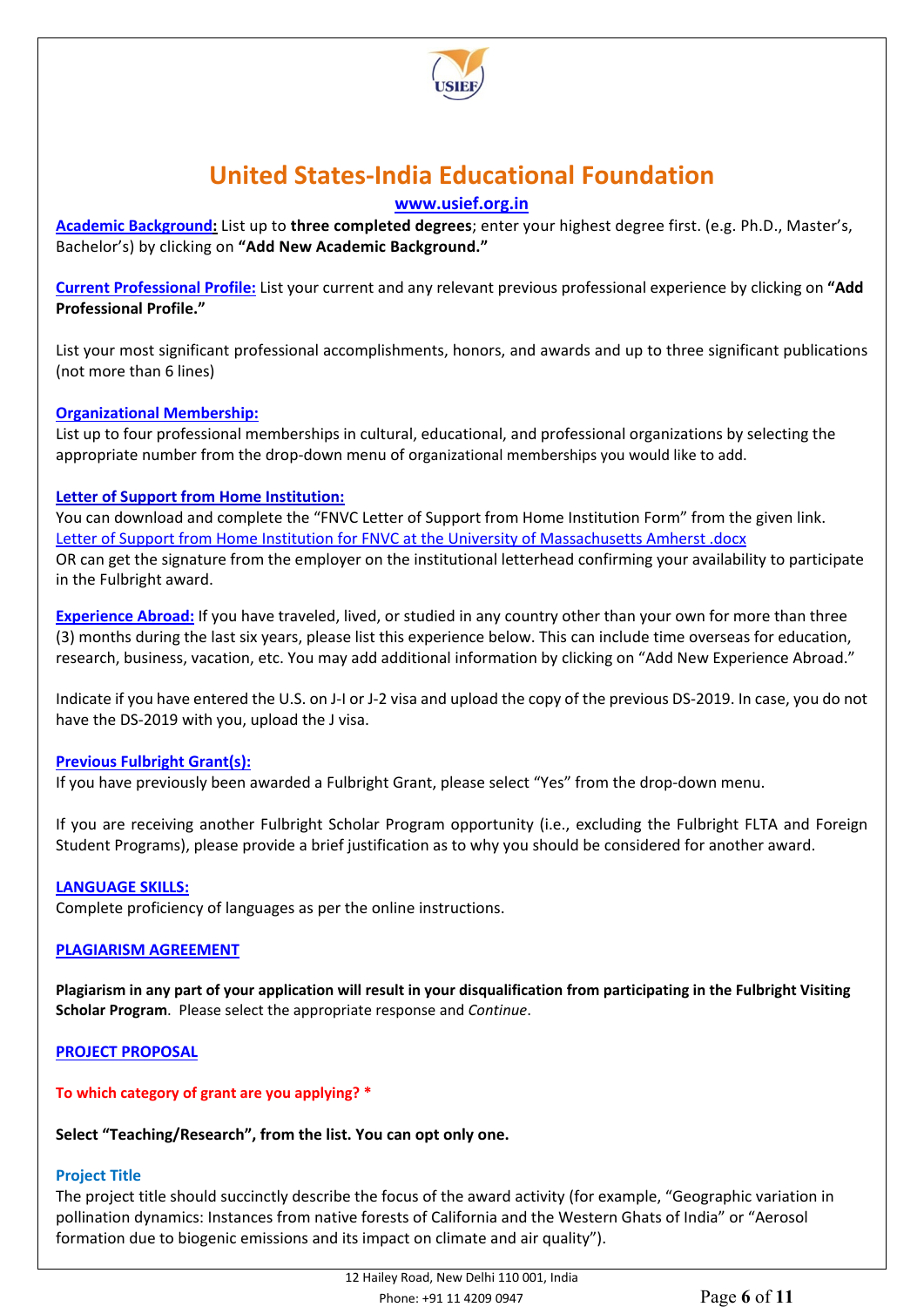# United States-India Educational Foundation

www.usief.org.in

**Academic Background:** List up to **three completed degrees**; enter your highest degree first. (e.g. Ph.D., Master's, Bachelor's) by clicking on **"Add New Academic Background."**

**Current Professional Profile:** List your current and any relevant previous professional experience by clicking on **"Add Professional Profile."**

List your most significant professional accomplishments, honors, and awards and up to three significant publications (not more than 6 lines)

**Organizational Membership:**

List up to four professional memberships in cultural, educational, and professional organizations by selecting the appropriate number from the drop-down menu of organizational memberships you would like to add.

**Letter of Support from Home Institution:**

You can download and complete the "FNVC Letter of Support from Home Institution Form" from the given link.

Letter of Support from Home Institution for FNVC at the University of Massachusetts Amherst .docx

OR can get the signature from the employer on the institutional letterhead confirming your availability to participate in the Fulbright award.

**Experience Abroad:** If you have traveled, lived, or studied in any country other than your own for more than three (3) months during the last six years, please list this experience below. This can include time overseas for education, research, business, vacation, etc. You may add additional information by clicking on "Add New Experience Abroad."

Indicate if you have entered the U.S. on J-I or J-2 visa and upload the copy of the previous DS-2019. In case, you do not have the DS-2019 with you, upload the J visa.

**Previous Fulbright Grant(s):**

If you have previously been awarded a Fulbright Grant, please select "Yes" from the drop-down menu.

If you are receiving another Fulbright Scholar Program opportunity (i.e., excluding the Fulbright FLTA and Foreign Student Programs), please provide a brief justification as to why you should be considered for another award.

**LANGUAGE SKILLS:**

Complete proficiency of languages as per the online instructions.

**PLAGIARISM AGREEMENT**

**Plagiarism in any part of your application will result in your disqualification from participating in the Fulbright Visiting Scholar Program**. Please select the appropriate response and *Continue*.

**PROJECT PROPOSAL**

**To which category of grant are you applying? ***

**Select "Teaching/Research", from the list. You can opt only one.**

**Project Title**

The project title should succinctly describe the focus of the award activity (for example, "Geographic variation in pollination dynamics: Instances from native forests of California and the Western Ghats of India" or "Aerosol formation due to biogenic emissions and its impact on climate and air quality").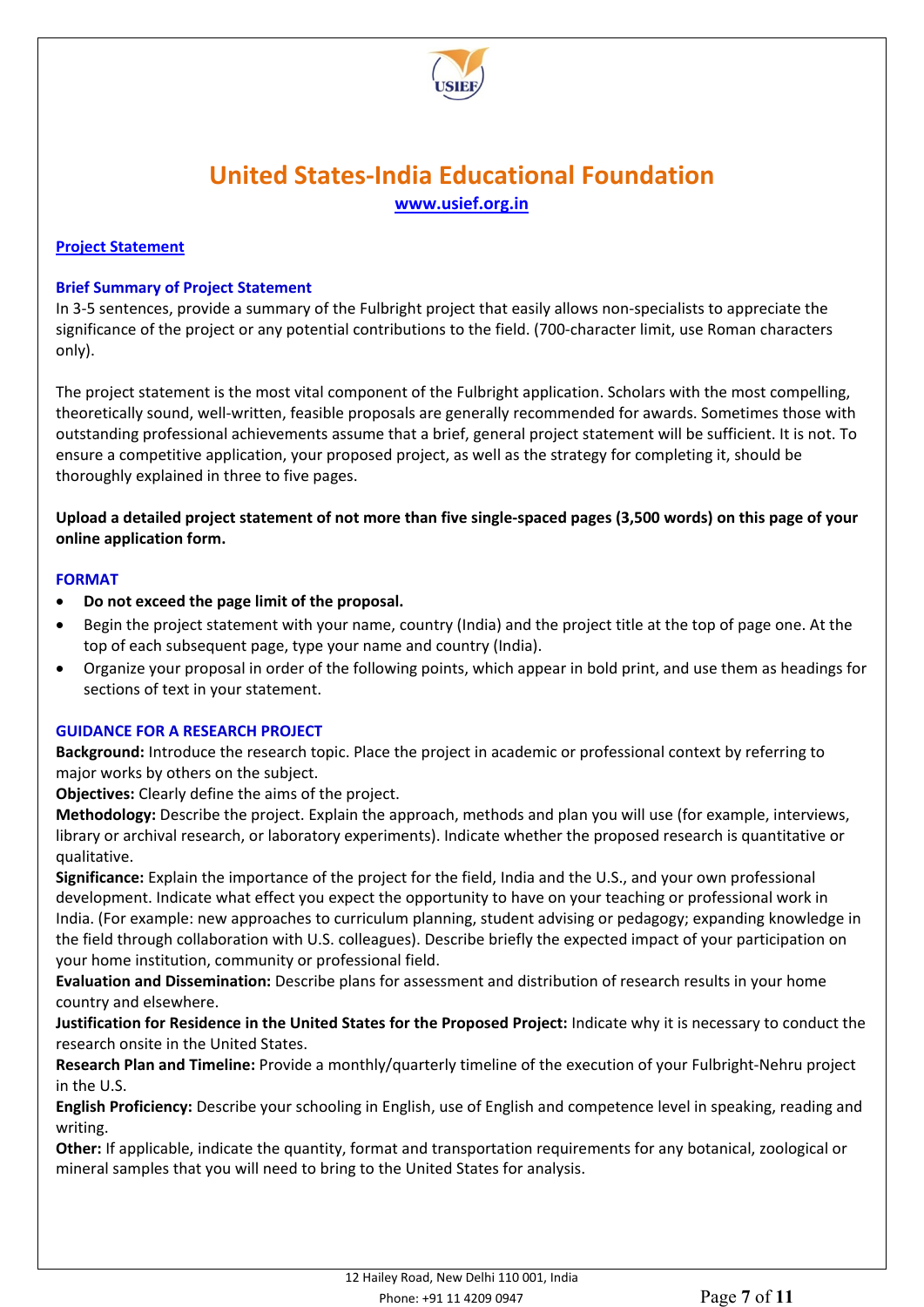# United States-India Educational Foundation

www.usief.org.in

## Project Statement

### Brief Summary of Project Statement

In 3-5 sentences, provide a summary of the Fulbright project that easily allows non-specialists to appreciate the significance of the project or any potential contributions to the field. (700-character limit, use Roman characters only).

The project statement is the most vital component of the Fulbright application. Scholars with the most compelling, theoretically sound, well-written, feasible proposals are generally recommended for awards. Sometimes those with outstanding professional achievements assume that a brief, general project statement will be sufficient. It is not. To ensure a competitive application, your proposed project, as well as the strategy for completing it, should be thoroughly explained in three to five pages.

**Upload a detailed project statement of not more than five single-spaced pages (3,500 words) on this page of your online application form.**

### FORMAT

- **Do not exceed the page limit of the proposal.**
- Begin the project statement with your name, country (India) and the project title at the top of page one. At the top of each subsequent page, type your name and country (India).
- Organize your proposal in order of the following points, which appear in bold print, and use them as headings for sections of text in your statement.

### GUIDANCE FOR A RESEARCH PROJECT

**Background:** Introduce the research topic. Place the project in academic or professional context by referring to major works by others on the subject.

**Objectives:** Clearly define the aims of the project.

**Methodology:** Describe the project. Explain the approach, methods and plan you will use (for example, interviews, library or archival research, or laboratory experiments). Indicate whether the proposed research is quantitative or qualitative.

**Significance:** Explain the importance of the project for the field, India and the U.S., and your own professional development. Indicate what effect you expect the opportunity to have on your teaching or professional work in India. (For example: new approaches to curriculum planning, student advising or pedagogy; expanding knowledge in the field through collaboration with U.S. colleagues). Describe briefly the expected impact of your participation on your home institution, community or professional field.

**Evaluation and Dissemination:** Describe plans for assessment and distribution of research results in your home country and elsewhere.

**Justification for Residence in the United States for the Proposed Project:** Indicate why it is necessary to conduct the research onsite in the United States.

**Research Plan and Timeline:** Provide a monthly/quarterly timeline of the execution of your Fulbright-Nehru project in the U.S.

**English Proficiency:** Describe your schooling in English, use of English and competence level in speaking, reading and writing.

**Other:** If applicable, indicate the quantity, format and transportation requirements for any botanical, zoological or mineral samples that you will need to bring to the United States for analysis.

12 Hailey Road, New Delhi 110 001, India
Phone: +91 11 4209 0947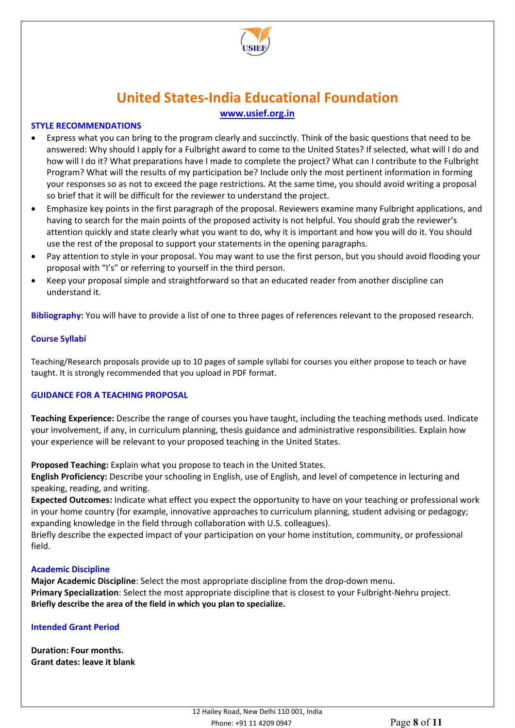# United States-India Educational Foundation

www.usief.org.in

### STYLE RECOMMENDATIONS

- Express what you can bring to the program clearly and succinctly. Think of the basic questions that need to be answered: Why should I apply for a Fulbright award to come to the United States? If selected, what will I do and how will I do it? What preparations have I made to complete the project? What can I contribute to the Fulbright Program? What will the results of my participation be? Include only the most pertinent information in forming your responses so as not to exceed the page restrictions. At the same time, you should avoid writing a proposal so brief that it will be difficult for the reviewer to understand the project.
- Emphasize key points in the first paragraph of the proposal. Reviewers examine many Fulbright applications, and having to search for the main points of the proposed activity is not helpful. You should grab the reviewer's attention quickly and state clearly what you want to do, why it is important and how you will do it. You should use the rest of the proposal to support your statements in the opening paragraphs.
- Pay attention to style in your proposal. You may want to use the first person, but you should avoid flooding your proposal with "I's" or referring to yourself in the third person.
- Keep your proposal simple and straightforward so that an educated reader from another discipline can understand it.

**Bibliography:** You will have to provide a list of one to three pages of references relevant to the proposed research.

### Course Syllabi

Teaching/Research proposals provide up to 10 pages of sample syllabi for courses you either propose to teach or have taught. It is strongly recommended that you upload in PDF format.

### GUIDANCE FOR A TEACHING PROPOSAL

**Teaching Experience:** Describe the range of courses you have taught, including the teaching methods used. Indicate your involvement, if any, in curriculum planning, thesis guidance and administrative responsibilities. Explain how your experience will be relevant to your proposed teaching in the United States.

**Proposed Teaching:** Explain what you propose to teach in the United States.
**English Proficiency:** Describe your schooling in English, use of English, and level of competence in lecturing and speaking, reading, and writing.
**Expected Outcomes:** Indicate what effect you expect the opportunity to have on your teaching or professional work in your home country (for example, innovative approaches to curriculum planning, student advising or pedagogy; expanding knowledge in the field through collaboration with U.S. colleagues).
Briefly describe the expected impact of your participation on your home institution, community, or professional field.

### Academic Discipline

**Major Academic Discipline**: Select the most appropriate discipline from the drop-down menu.
**Primary Specialization**: Select the most appropriate discipline that is closest to your Fulbright-Nehru project.
**Briefly describe the area of the field in which you plan to specialize.**

### Intended Grant Period

**Duration: Four months.**
**Grant dates: leave it blank**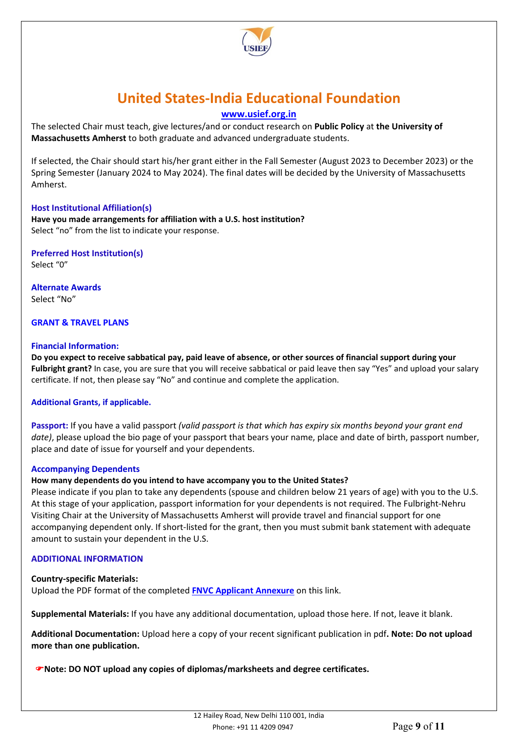# United States-India Educational Foundation

[www.usief.org.in](http://www.usief.org.in)

The selected Chair must teach, give lectures/and or conduct research on **Public Policy** at **the University of Massachusetts Amherst** to both graduate and advanced undergraduate students.

If selected, the Chair should start his/her grant either in the Fall Semester (August 2023 to December 2023) or the Spring Semester (January 2024 to May 2024). The final dates will be decided by the University of Massachusetts Amherst.

### Host Institutional Affiliation(s)

**Have you made arrangements for affiliation with a U.S. host institution?**
Select "no" from the list to indicate your response.

### Preferred Host Institution(s)

Select "0"

### Alternate Awards

Select "No"

## GRANT & TRAVEL PLANS

### Financial Information:

**Do you expect to receive sabbatical pay, paid leave of absence, or other sources of financial support during your Fulbright grant?** In case, you are sure that you will receive sabbatical or paid leave then say "Yes" and upload your salary certificate. If not, then please say "No" and continue and complete the application.

### Additional Grants, if applicable.

**Passport:** If you have a valid passport *(valid passport is that which has expiry six months beyond your grant end date)*, please upload the bio page of your passport that bears your name, place and date of birth, passport number, place and date of issue for yourself and your dependents.

### Accompanying Dependents

**How many dependents do you intend to have accompany you to the United States?**
Please indicate if you plan to take any dependents (spouse and children below 21 years of age) with you to the U.S. At this stage of your application, passport information for your dependents is not required. The Fulbright-Nehru Visiting Chair at the University of Massachusetts Amherst will provide travel and financial support for one accompanying dependent only. If short-listed for the grant, then you must submit bank statement with adequate amount to sustain your dependent in the U.S.

## ADDITIONAL INFORMATION

**Country-specific Materials:**
Upload the PDF format of the completed **FNVC Applicant Annexure** on this link.

**Supplemental Materials:** If you have any additional documentation, upload those here. If not, leave it blank.

**Additional Documentation:** Upload here a copy of your recent significant publication in pdf**. Note: Do not upload more than one publication.**

☛**Note: DO NOT upload any copies of diplomas/marksheets and degree certificates.**

12 Hailey Road, New Delhi 110 001, India
Phone: +91 11 4209 0947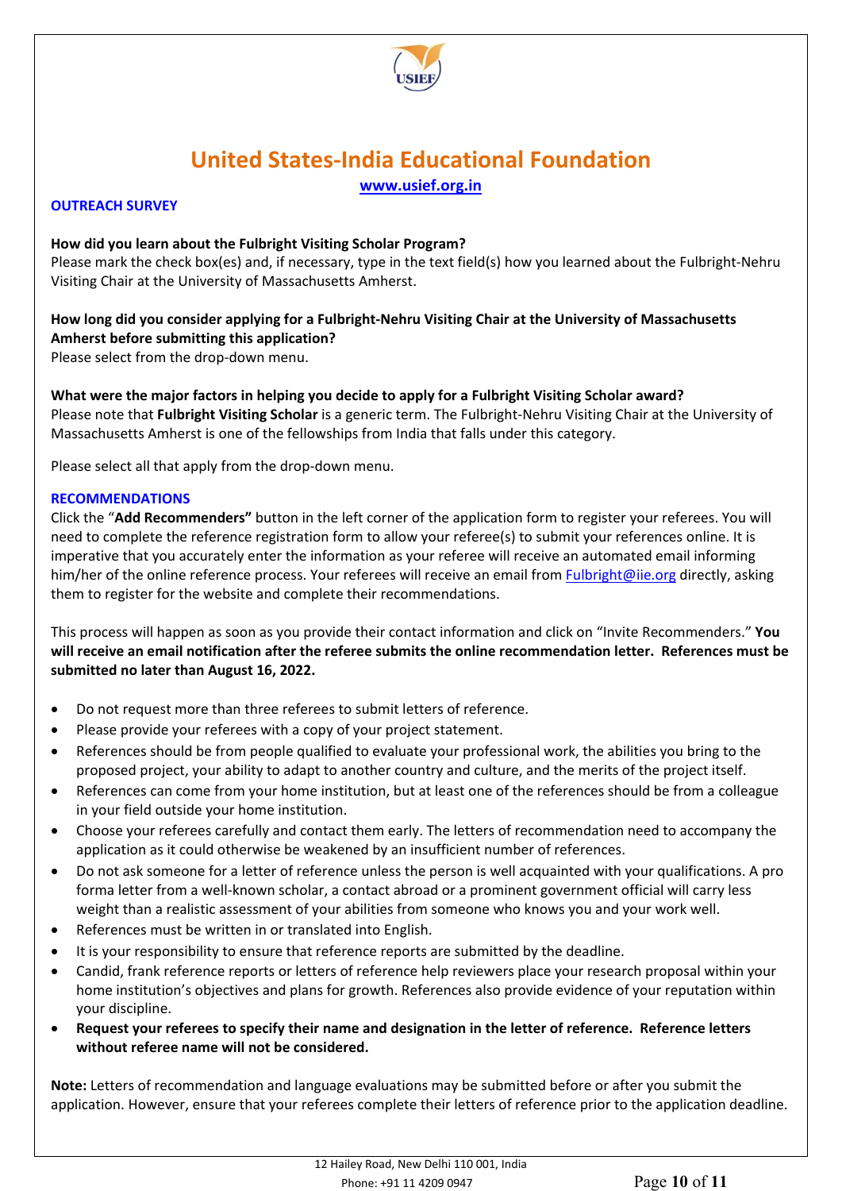# United States-India Educational Foundation

www.usief.org.in

## OUTREACH SURVEY

**How did you learn about the Fulbright Visiting Scholar Program?**
Please mark the check box(es) and, if necessary, type in the text field(s) how you learned about the Fulbright-Nehru Visiting Chair at the University of Massachusetts Amherst.

**How long did you consider applying for a Fulbright-Nehru Visiting Chair at the University of Massachusetts Amherst before submitting this application?**
Please select from the drop-down menu.

**What were the major factors in helping you decide to apply for a Fulbright Visiting Scholar award?**
Please note that **Fulbright Visiting Scholar** is a generic term. The Fulbright-Nehru Visiting Chair at the University of Massachusetts Amherst is one of the fellowships from India that falls under this category.

Please select all that apply from the drop-down menu.

## RECOMMENDATIONS

Click the "**Add Recommenders"** button in the left corner of the application form to register your referees. You will need to complete the reference registration form to allow your referee(s) to submit your references online. It is imperative that you accurately enter the information as your referee will receive an automated email informing him/her of the online reference process. Your referees will receive an email from Fulbright@iie.org directly, asking them to register for the website and complete their recommendations.

This process will happen as soon as you provide their contact information and click on "Invite Recommenders." **You will receive an email notification after the referee submits the online recommendation letter. References must be submitted no later than August 16, 2022.**

- Do not request more than three referees to submit letters of reference.
- Please provide your referees with a copy of your project statement.
- References should be from people qualified to evaluate your professional work, the abilities you bring to the proposed project, your ability to adapt to another country and culture, and the merits of the project itself.
- References can come from your home institution, but at least one of the references should be from a colleague in your field outside your home institution.
- Choose your referees carefully and contact them early. The letters of recommendation need to accompany the application as it could otherwise be weakened by an insufficient number of references.
- Do not ask someone for a letter of reference unless the person is well acquainted with your qualifications. A pro forma letter from a well-known scholar, a contact abroad or a prominent government official will carry less weight than a realistic assessment of your abilities from someone who knows you and your work well.
- References must be written in or translated into English.
- It is your responsibility to ensure that reference reports are submitted by the deadline.
- Candid, frank reference reports or letters of reference help reviewers place your research proposal within your home institution's objectives and plans for growth. References also provide evidence of your reputation within your discipline.
- **Request your referees to specify their name and designation in the letter of reference. Reference letters without referee name will not be considered.**

**Note:** Letters of recommendation and language evaluations may be submitted before or after you submit the application. However, ensure that your referees complete their letters of reference prior to the application deadline.

12 Hailey Road, New Delhi 110 001, India
Phone: +91 11 4209 0947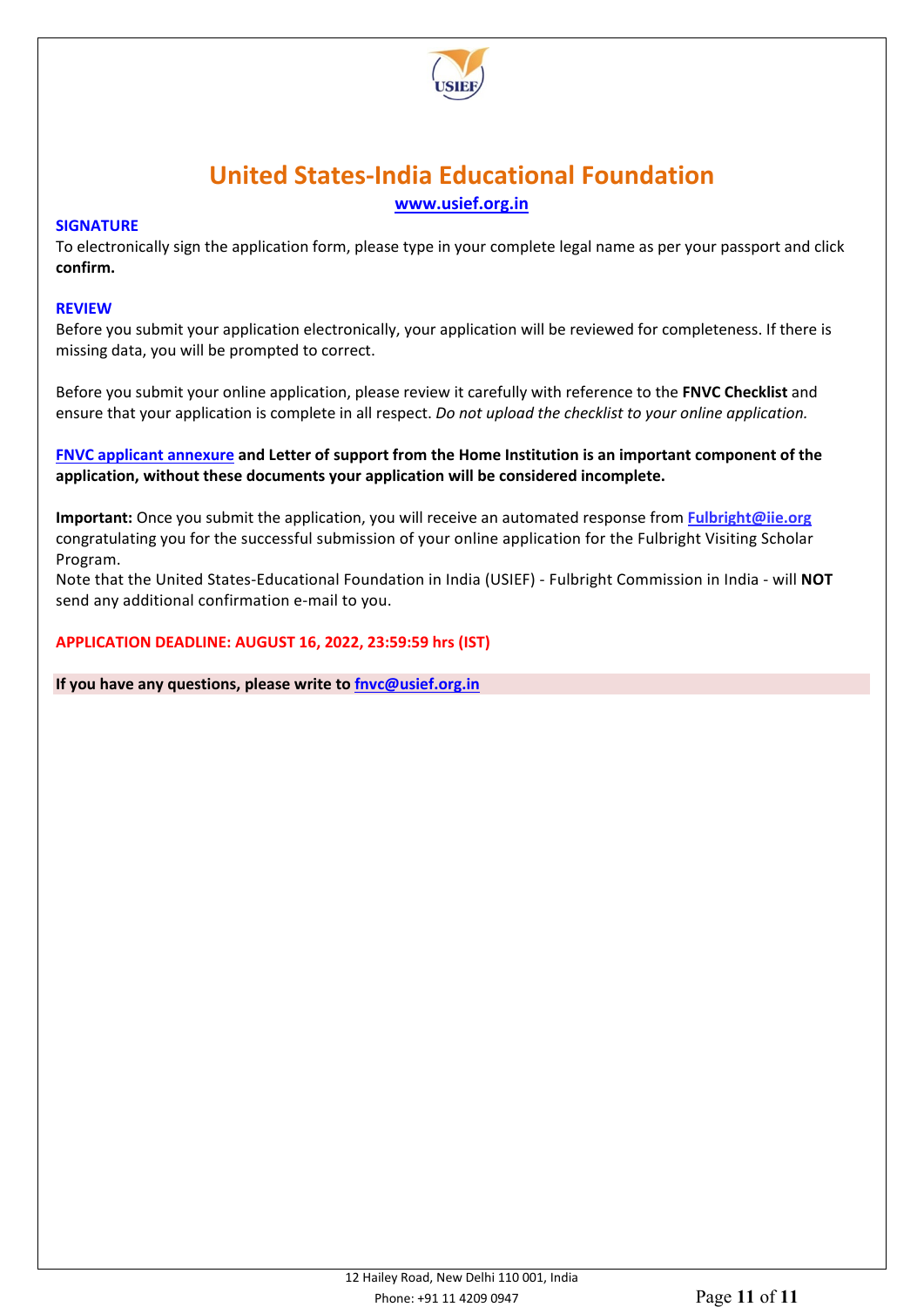# United States-India Educational Foundation

www.usief.org.in

### SIGNATURE

To electronically sign the application form, please type in your complete legal name as per your passport and click **confirm.**

### REVIEW

Before you submit your application electronically, your application will be reviewed for completeness. If there is missing data, you will be prompted to correct.

Before you submit your online application, please review it carefully with reference to the **FNVC Checklist** and ensure that your application is complete in all respect. *Do not upload the checklist to your online application.*

**FNVC applicant annexure and Letter of support from the Home Institution is an important component of the application, without these documents your application will be considered incomplete.**

**Important:** Once you submit the application, you will receive an automated response from **Fulbright@iie.org** congratulating you for the successful submission of your online application for the Fulbright Visiting Scholar Program.

Note that the United States-Educational Foundation in India (USIEF) - Fulbright Commission in India - will **NOT** send any additional confirmation e-mail to you.

**APPLICATION DEADLINE: AUGUST 16, 2022, 23:59:59 hrs (IST)**

**If you have any questions, please write to fnvc@usief.org.in**

12 Hailey Road, New Delhi 110 001, India

Phone: +91 11 4209 0947